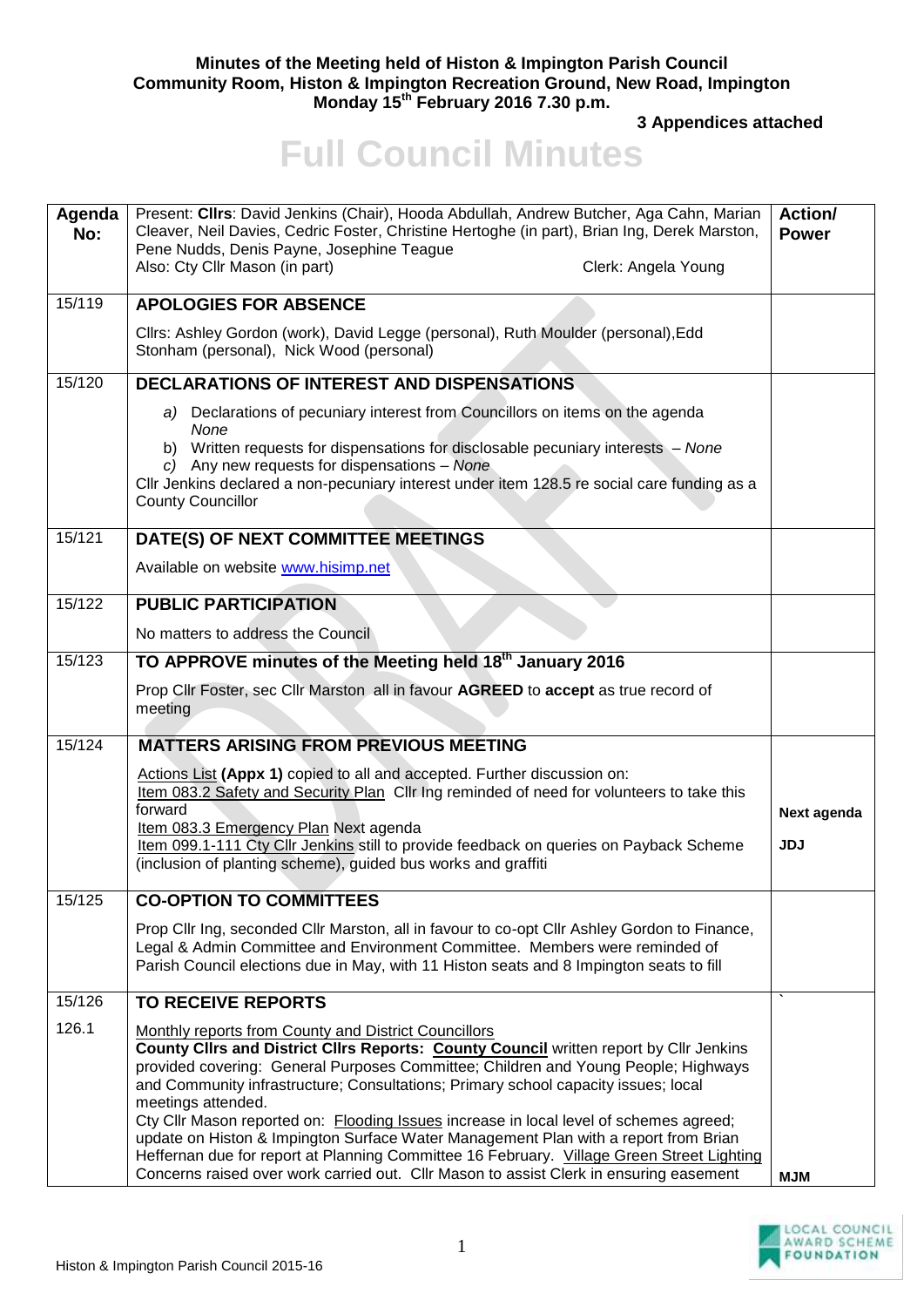**Minutes of the Meeting held of Histon & Impington Parish Council Community Room, Histon & Impington Recreation Ground, New Road, Impington Monday 15th February 2016 7.30 p.m.**

**3 Appendices attached**

# Full Council Minutes

| Agenda No: | Present: **Cllrs**: David Jenkins (Chair), Hooda Abdullah, Andrew Butcher, Aga Cahn, Marian Cleaver, Neil Davies, Cedric Foster, Christine Hertoghe (in part), Brian Ing, Derek Marston, Pene Nudds, Denis Payne, Josephine Teague<br>Also: Cty Cllr Mason (in part) Clerk: Angela Young | **Action/ Power** |
|---|---|---|
| 15/119 | **APOLOGIES FOR ABSENCE**<br>Cllrs: Ashley Gordon (work), David Legge (personal), Ruth Moulder (personal), Edd Stonham (personal), Nick Wood (personal) | |
| 15/120 | **DECLARATIONS OF INTEREST AND DISPENSATIONS**<br>a) Declarations of pecuniary interest from Councillors on items on the agenda *None*<br>b) Written requests for dispensations for disclosable pecuniary interests – *None*<br>c) Any new requests for dispensations – *None*<br>Cllr Jenkins declared a non-pecuniary interest under item 128.5 re social care funding as a County Councillor | |
| 15/121 | **DATE(S) OF NEXT COMMITTEE MEETINGS**<br>Available on website www.hisimp.net | |
| 15/122 | **PUBLIC PARTICIPATION**<br>No matters to address the Council | |
| 15/123 | **TO APPROVE minutes of the Meeting held 18th January 2016**<br>Prop Cllr Foster, sec Cllr Marston all in favour **AGREED** to **accept** as true record of meeting | |
| 15/124 | **MATTERS ARISING FROM PREVIOUS MEETING**<br>Actions List **(Appx 1)** copied to all and accepted. Further discussion on:<br>Item 083.2 Safety and Security Plan Cllr Ing reminded of need for volunteers to take this forward<br>Item 083.3 Emergency Plan Next agenda<br>Item 099.1-111 Cty Cllr Jenkins still to provide feedback on queries on Payback Scheme (inclusion of planting scheme), guided bus works and graffiti | **Next agenda**<br>**JDJ** |
| 15/125 | **CO-OPTION TO COMMITTEES**<br>Prop Cllr Ing, seconded Cllr Marston, all in favour to co-opt Cllr Ashley Gordon to Finance, Legal & Admin Committee and Environment Committee. Members were reminded of Parish Council elections due in May, with 11 Histon seats and 8 Impington seats to fill | |
| 15/126 | **TO RECEIVE REPORTS** | ` |
| 126.1 | Monthly reports from County and District Councillors<br>**County Cllrs and District Cllrs Reports: County Council** written report by Cllr Jenkins provided covering: General Purposes Committee; Children and Young People; Highways and Community infrastructure; Consultations; Primary school capacity issues; local meetings attended.<br>Cty Cllr Mason reported on: Flooding Issues increase in local level of schemes agreed; update on Histon & Impington Surface Water Management Plan with a report from Brian Heffernan due for report at Planning Committee 16 February. Village Green Street Lighting Concerns raised over work carried out. Cllr Mason to assist Clerk in ensuring easement | **MJM** |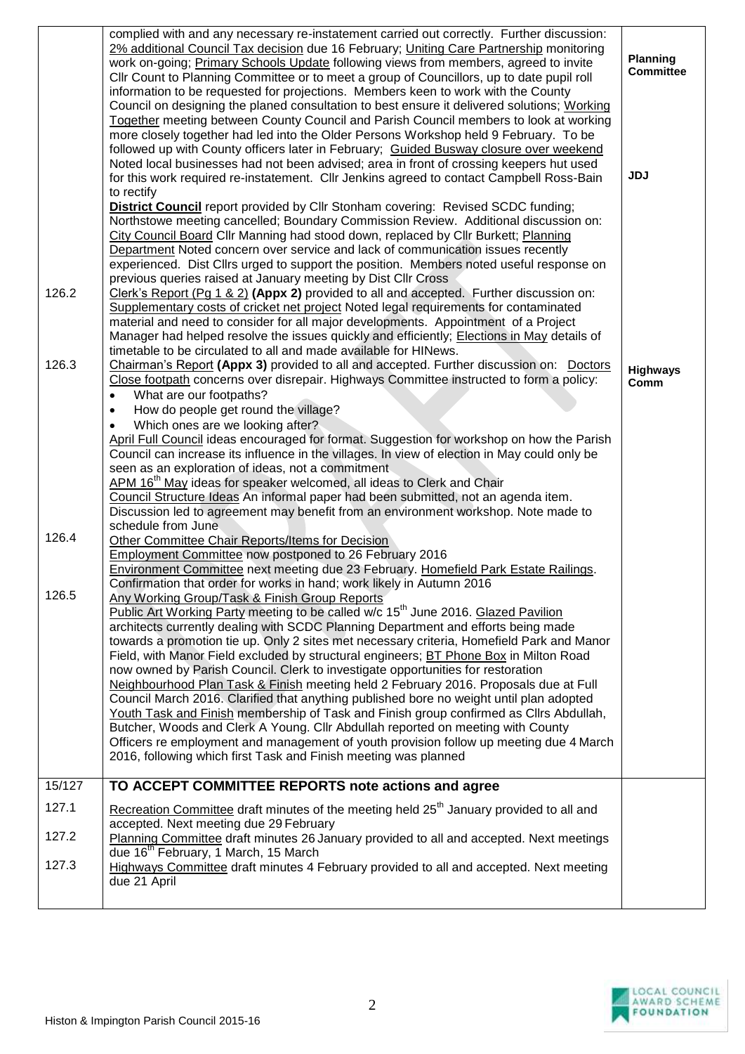| | | |
|---|---|---|
| | complied with and any necessary re-instatement carried out correctly. Further discussion: 2% additional Council Tax decision due 16 February; Uniting Care Partnership monitoring work on-going; Primary Schools Update following views from members, agreed to invite Cllr Count to Planning Committee or to meet a group of Councillors, up to date pupil roll information to be requested for projections. Members keen to work with the County Council on designing the planed consultation to best ensure it delivered solutions; Working Together meeting between County Council and Parish Council members to look at working more closely together had led into the Older Persons Workshop held 9 February. To be followed up with County officers later in February; Guided Busway closure over weekend Noted local businesses had not been advised; area in front of crossing keepers hut used for this work required re-instatement. Cllr Jenkins agreed to contact Campbell Ross-Bain to rectify<br>**District Council** report provided by Cllr Stonham covering: Revised SCDC funding; Northstowe meeting cancelled; Boundary Commission Review. Additional discussion on: City Council Board Cllr Manning had stood down, replaced by Cllr Burkett; Planning Department Noted concern over service and lack of communication issues recently experienced. Dist Cllrs urged to support the position. Members noted useful response on previous queries raised at January meeting by Dist Cllr Cross | **Planning Committee**<br><br>**JDJ** |
| 126.2 | Clerk's Report (Pg 1 & 2) **(Appx 2)** provided to all and accepted. Further discussion on: Supplementary costs of cricket net project Noted legal requirements for contaminated material and need to consider for all major developments. Appointment of a Project Manager had helped resolve the issues quickly and efficiently; Elections in May details of timetable to be circulated to all and made available for HINews. | |
| 126.3 | Chairman's Report **(Appx 3)** provided to all and accepted. Further discussion on: Doctors Close footpath concerns over disrepair. Highways Committee instructed to form a policy:<br>• What are our footpaths?<br>• How do people get round the village?<br>• Which ones are we looking after?<br>April Full Council ideas encouraged for format. Suggestion for workshop on how the Parish Council can increase its influence in the villages. In view of election in May could only be seen as an exploration of ideas, not a commitment<br>APM 16th May ideas for speaker welcomed, all ideas to Clerk and Chair<br>Council Structure Ideas An informal paper had been submitted, not an agenda item. Discussion led to agreement may benefit from an environment workshop. Note made to schedule from June | **Highways Comm** |
| 126.4 | Other Committee Chair Reports/Items for Decision<br>Employment Committee now postponed to 26 February 2016<br>Environment Committee next meeting due 23 February. Homefield Park Estate Railings. Confirmation that order for works in hand; work likely in Autumn 2016 | |
| 126.5 | Any Working Group/Task & Finish Group Reports<br>Public Art Working Party meeting to be called w/c 15th June 2016. Glazed Pavilion architects currently dealing with SCDC Planning Department and efforts being made towards a promotion tie up. Only 2 sites met necessary criteria, Homefield Park and Manor Field, with Manor Field excluded by structural engineers; BT Phone Box in Milton Road now owned by Parish Council. Clerk to investigate opportunities for restoration<br>Neighbourhood Plan Task & Finish meeting held 2 February 2016. Proposals due at Full Council March 2016. Clarified that anything published bore no weight until plan adopted<br>Youth Task and Finish membership of Task and Finish group confirmed as Cllrs Abdullah, Butcher, Woods and Clerk A Young. Cllr Abdullah reported on meeting with County Officers re employment and management of youth provision follow up meeting due 4 March 2016, following which first Task and Finish meeting was planned | |
| 15/127 | **TO ACCEPT COMMITTEE REPORTS note actions and agree** | |
| 127.1 | Recreation Committee draft minutes of the meeting held 25th January provided to all and accepted. Next meeting due 29 February | |
| 127.2 | Planning Committee draft minutes 26 January provided to all and accepted. Next meetings due 16th February, 1 March, 15 March | |
| 127.3 | Highways Committee draft minutes 4 February provided to all and accepted. Next meeting due 21 April | |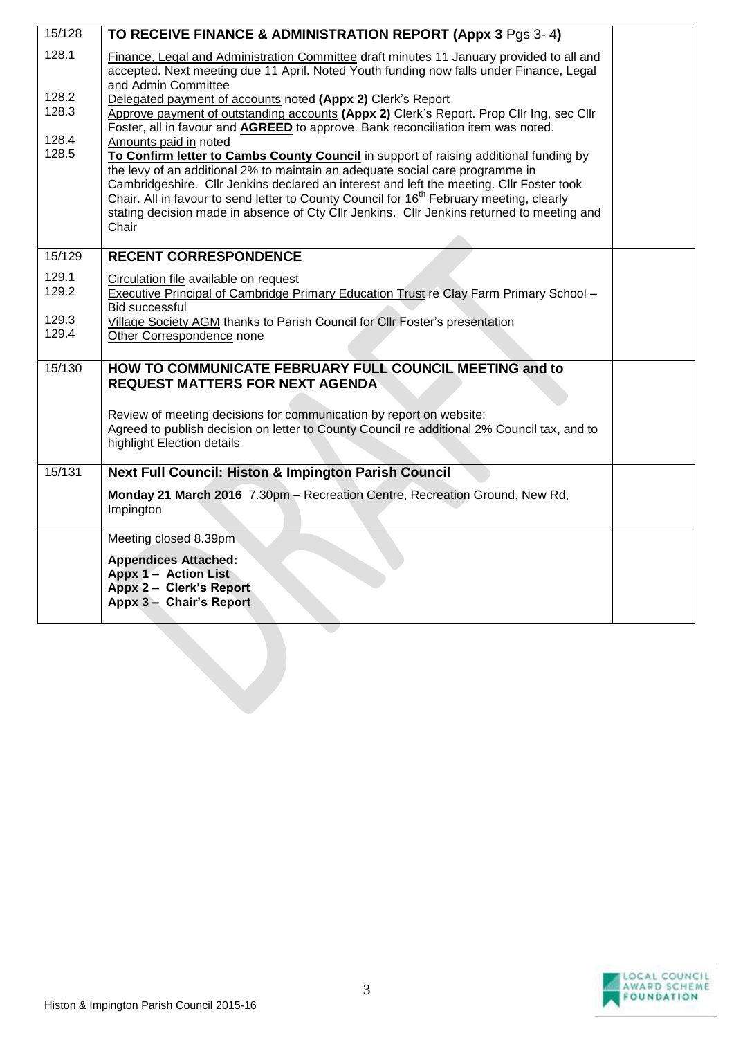| | | |
|---|---|---|
| 15/128 | **TO RECEIVE FINANCE & ADMINISTRATION REPORT (Appx 3** Pgs 3- 4**)** | |
| 128.1 | Finance, Legal and Administration Committee draft minutes 11 January provided to all and accepted. Next meeting due 11 April. Noted Youth funding now falls under Finance, Legal and Admin Committee | |
| 128.2 | Delegated payment of accounts noted **(Appx 2)** Clerk's Report | |
| 128.3 | Approve payment of outstanding accounts **(Appx 2)** Clerk's Report. Prop Cllr Ing, sec Cllr Foster, all in favour and **AGREED** to approve. Bank reconciliation item was noted. | |
| 128.4 | Amounts paid in noted | |
| 128.5 | **To Confirm letter to Cambs County Council** in support of raising additional funding by the levy of an additional 2% to maintain an adequate social care programme in Cambridgeshire. Cllr Jenkins declared an interest and left the meeting. Cllr Foster took Chair. All in favour to send letter to County Council for 16th February meeting, clearly stating decision made in absence of Cty Cllr Jenkins. Cllr Jenkins returned to meeting and Chair | |
| 15/129 | **RECENT CORRESPONDENCE** | |
| 129.1 | Circulation file available on request | |
| 129.2 | Executive Principal of Cambridge Primary Education Trust re Clay Farm Primary School – Bid successful | |
| 129.3 | Village Society AGM thanks to Parish Council for Cllr Foster's presentation | |
| 129.4 | Other Correspondence none | |
| 15/130 | **HOW TO COMMUNICATE FEBRUARY FULL COUNCIL MEETING and to REQUEST MATTERS FOR NEXT AGENDA**<br><br>Review of meeting decisions for communication by report on website:<br>Agreed to publish decision on letter to County Council re additional 2% Council tax, and to highlight Election details | |
| 15/131 | **Next Full Council: Histon & Impington Parish Council**<br><br>**Monday 21 March 2016** 7.30pm – Recreation Centre, Recreation Ground, New Rd, Impington | |
| | Meeting closed 8.39pm<br><br>**Appendices Attached:**<br>**Appx 1 – Action List**<br>**Appx 2 – Clerk's Report**<br>**Appx 3 – Chair's Report** | |